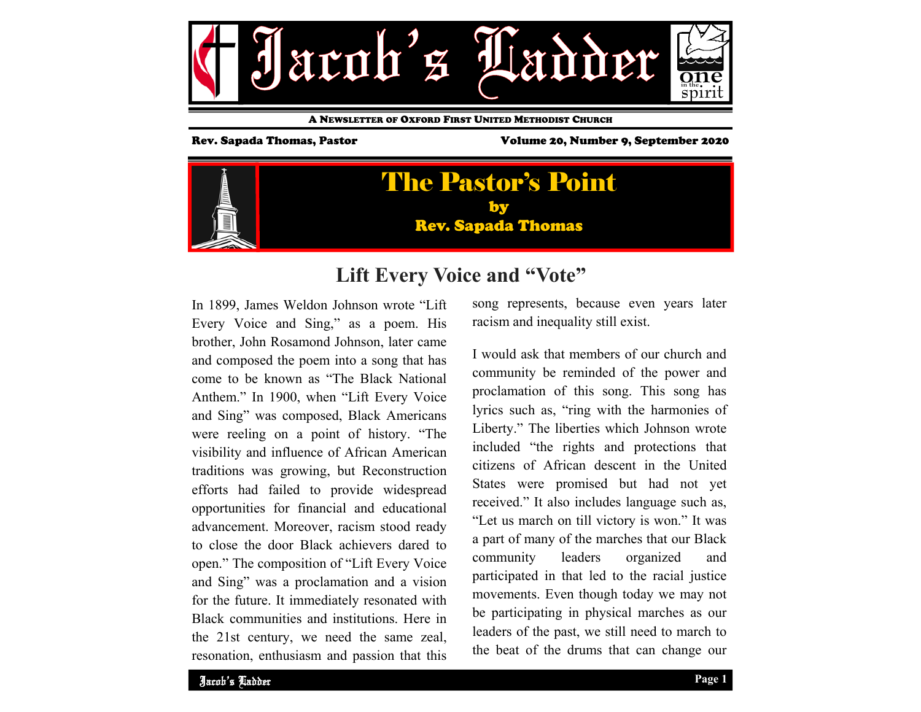# Jacob's Ladder

A Newsletter of Oxford First United Methodist Church

Rev. Sapada Thomas, Pastor

Volume 20, Number 9, September 2020

## The Pastor's Point

by

Rev. Sapada Thomas

### Lift Every Voice and "Vote"

In 1899, James Weldon Johnson wrote "Lift Every Voice and Sing," as a poem. His brother, John Rosamond Johnson, later came and composed the poem into a song that has come to be known as "The Black National Anthem." In 1900, when "Lift Every Voice and Sing" was composed, Black Americans were reeling on a point of history. "The visibility and influence of African American traditions was growing, but Reconstruction efforts had failed to provide widespread opportunities for financial and educational advancement. Moreover, racism stood ready to close the door Black achievers dared to open." The composition of "Lift Every Voice and Sing" was a proclamation and a vision for the future. It immediately resonated with Black communities and institutions. Here in the 21st century, we need the same zeal, resonation, enthusiasm and passion that this song represents, because even years later racism and inequality still exist.

I would ask that members of our church and community be reminded of the power and proclamation of this song. This song has lyrics such as, "ring with the harmonies of Liberty." The liberties which Johnson wrote included "the rights and protections that citizens of African descent in the United States were promised but had not yet received." It also includes language such as, "Let us march on till victory is won." It was a part of many of the marches that our Black community leaders organized and participated in that led to the racial justice movements. Even though today we may not be participating in physical marches as our leaders of the past, we still need to march to the beat of the drums that can change our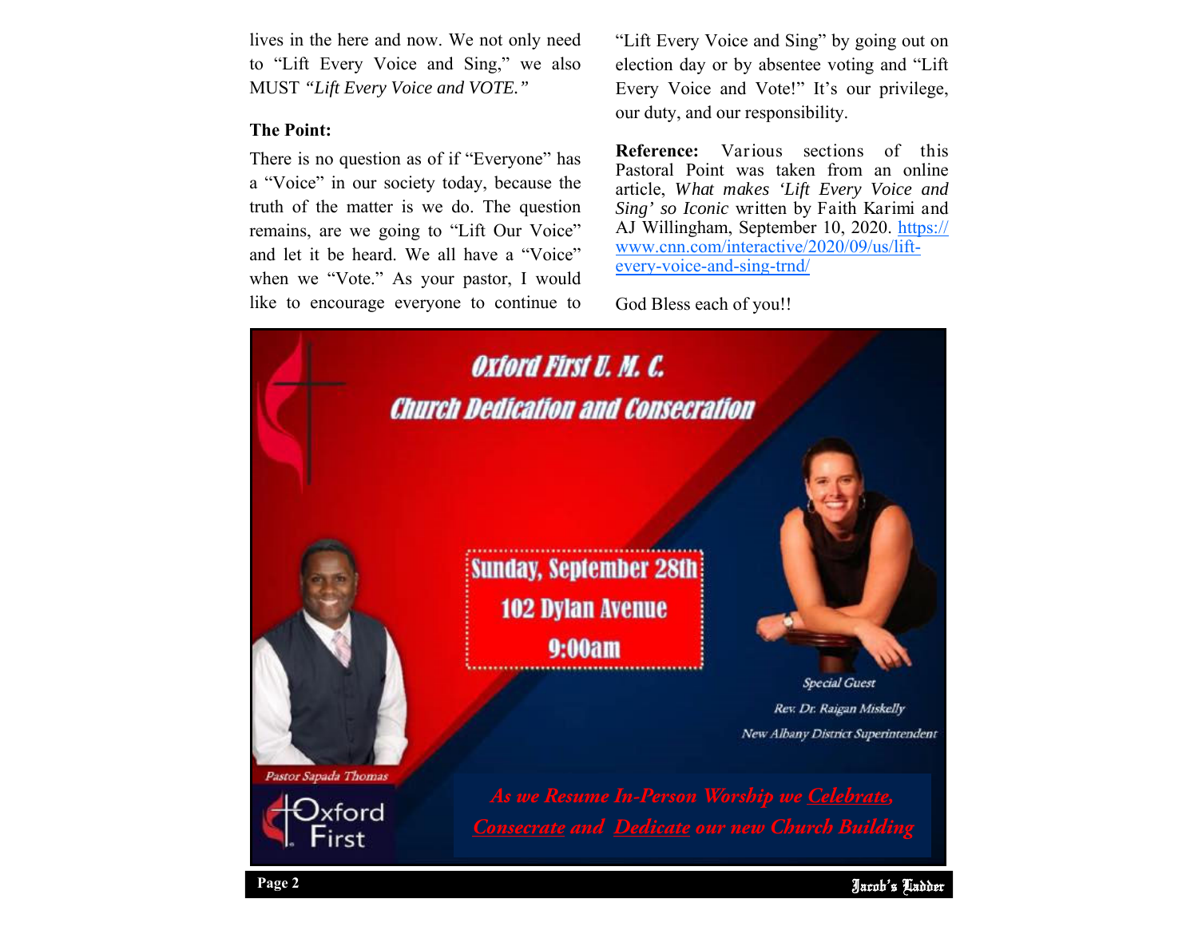lives in the here and now. We not only need to “Lift Every Voice and Sing,” we also MUST *“Lift Every Voice and VOTE.”*

**The Point:**

There is no question as of if “Everyone” has a “Voice” in our society today, because the truth of the matter is we do. The question remains, are we going to “Lift Our Voice” and let it be heard. We all have a “Voice” when we “Vote.” As your pastor, I would like to encourage everyone to continue to “Lift Every Voice and Sing” by going out on election day or by absentee voting and “Lift Every Voice and Vote!” It’s our privilege, our duty, and our responsibility.

**Reference:** Various sections of this Pastoral Point was taken from an online article, *What makes ‘Lift Every Voice and Sing’ so Iconic* written by Faith Karimi and AJ Willingham, September 10, 2020. https://www.cnn.com/interactive/2020/09/us/lift-every-voice-and-sing-trnd/

God Bless each of you!!

**Oxford First U. M. C.**
**Church Dedication and Consecration**

**Sunday, September 28th**
**102 Dylan Avenue**
**9:00am**

*Special Guest*
*Rev. Dr. Raigan Miskelly*
*New Albany District Superintendent*

*Pastor Sapada Thomas*

Oxford First

*As we Resume In-Person Worship we Celebrate, Consecrate and Dedicate our new Church Building*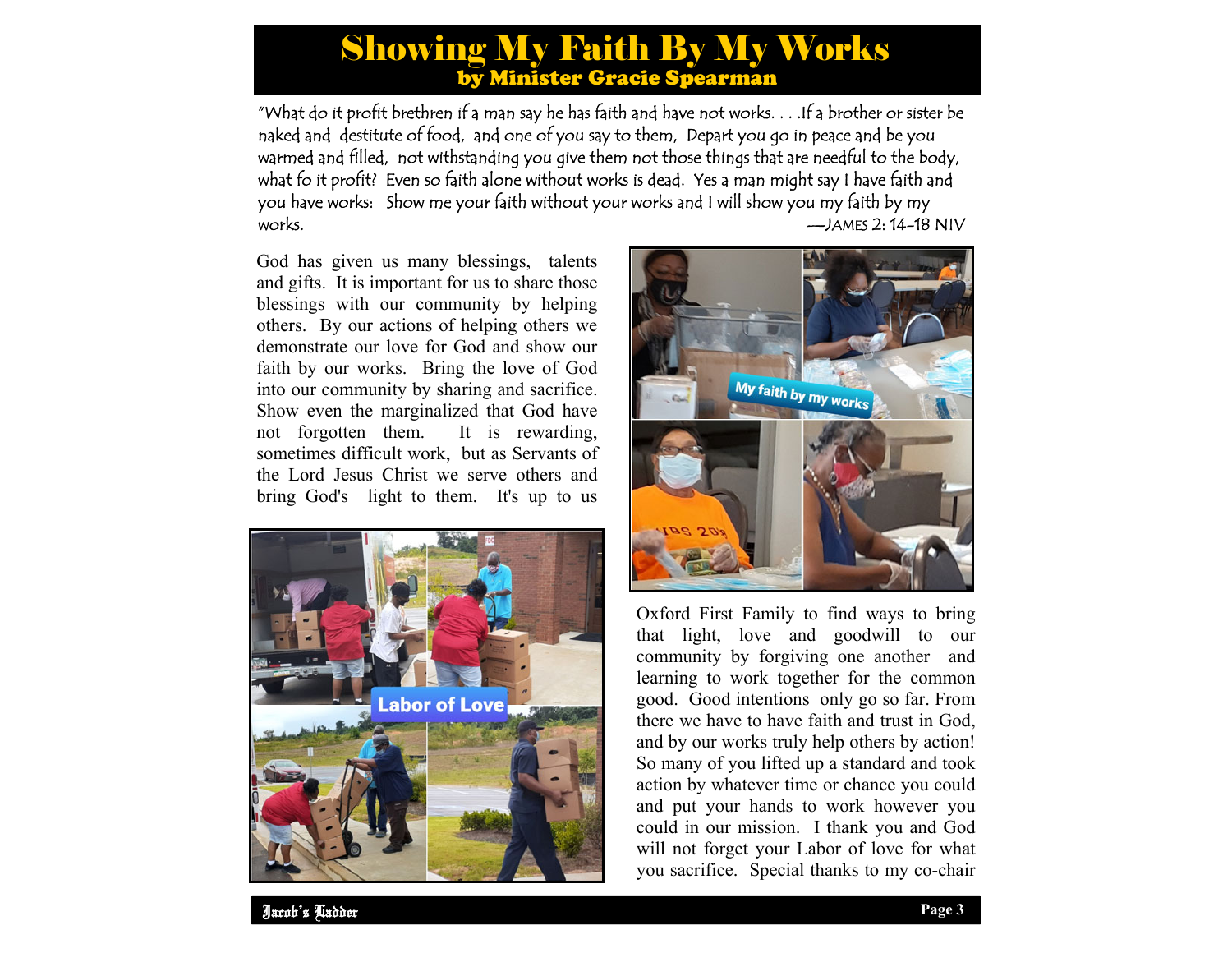# Showing My Faith By My Works

## by Minister Gracie Spearman

"What do it profit brethren if a man say he has faith and have not works. . . .If a brother or sister be naked and destitute of food, and one of you say to them, Depart you go in peace and be you warmed and filled, not withstanding you give them not those things that are needful to the body, what fo it profit? Even so faith alone without works is dead. Yes a man might say I have faith and you have works: Show me your faith without your works and I will show you my faith by my works.

—JAMES 2: 14-18 NIV

God has given us many blessings, talents and gifts. It is important for us to share those blessings with our community by helping others. By our actions of helping others we demonstrate our love for God and show our faith by our works. Bring the love of God into our community by sharing and sacrifice. Show even the marginalized that God have not forgotten them. It is rewarding, sometimes difficult work, but as Servants of the Lord Jesus Christ we serve others and bring God's light to them. It's up to us Oxford First Family to find ways to bring that light, love and goodwill to our community by forgiving one another and learning to work together for the common good. Good intentions only go so far. From there we have to have faith and trust in God, and by our works truly help others by action! So many of you lifted up a standard and took action by whatever time or chance you could and put your hands to work however you could in our mission. I thank you and God will not forget your Labor of love for what you sacrifice. Special thanks to my co-chair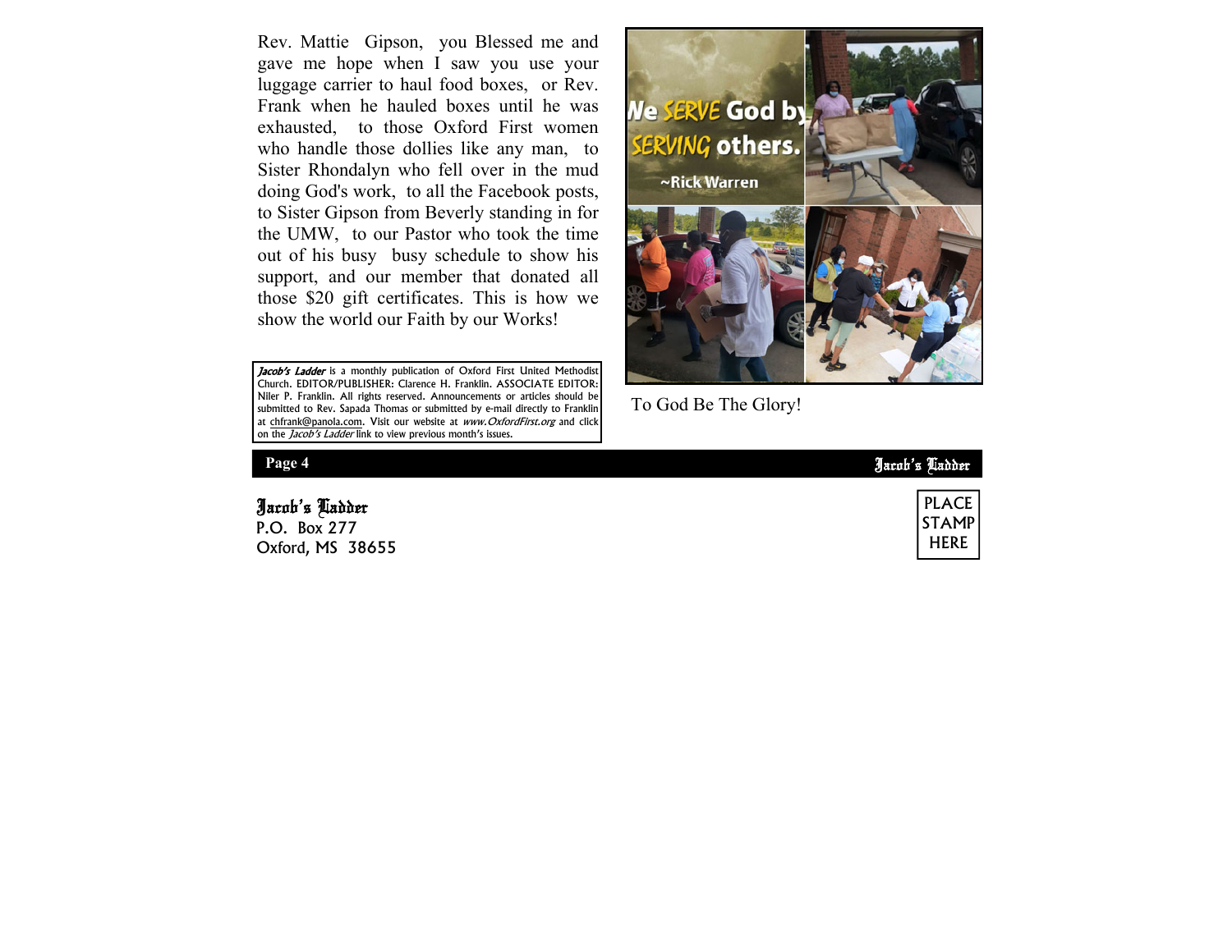Rev. Mattie Gipson, you Blessed me and gave me hope when I saw you use your luggage carrier to haul food boxes, or Rev. Frank when he hauled boxes until he was exhausted, to those Oxford First women who handle those dollies like any man, to Sister Rhondalyn who fell over in the mud doing God's work, to all the Facebook posts, to Sister Gipson from Beverly standing in for the UMW, to our Pastor who took the time out of his busy busy schedule to show his support, and our member that donated all those $20 gift certificates. This is how we show the world our Faith by our Works!

We SERVE God by SERVING others.
~Rick Warren

To God Be The Glory!

*Jacob's Ladder* is a monthly publication of Oxford First United Methodist Church. EDITOR/PUBLISHER: Clarence H. Franklin. ASSOCIATE EDITOR: Niler P. Franklin. All rights reserved. Announcements or articles should be submitted to Rev. Sapada Thomas or submitted by e-mail directly to Franklin at chfrank@panola.com. Visit our website at *www.OxfordFirst.org* and click on the *Jacob's Ladder* link to view previous month's issues.

Jacob's Ladder
P.O. Box 277
Oxford, MS 38655

PLACE STAMP HERE